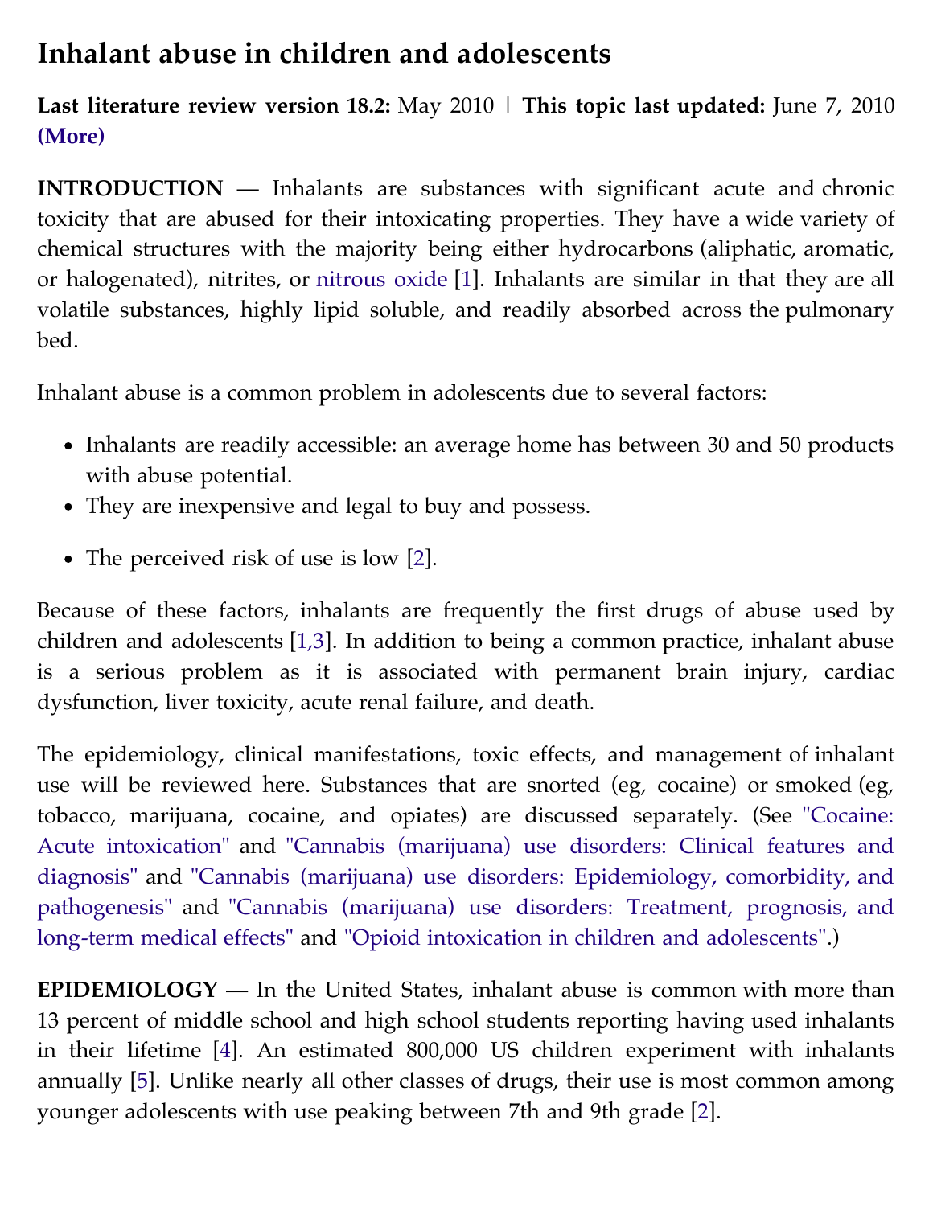# Inhalant abuse in children and adolescents

**Last literature review version 18.2:** May 2010 | **This topic last updated:** June 7, 2010 **(More)**

**INTRODUCTION** — Inhalants are substances with significant acute and chronic toxicity that are abused for their intoxicating properties. They have a wide variety of chemical structures with the majority being either hydrocarbons (aliphatic, aromatic, or halogenated), nitrites, or nitrous oxide [1]. Inhalants are similar in that they are all volatile substances, highly lipid soluble, and readily absorbed across the pulmonary bed.

Inhalant abuse is a common problem in adolescents due to several factors:

- Inhalants are readily accessible: an average home has between 30 and 50 products with abuse potential.
- They are inexpensive and legal to buy and possess.
- The perceived risk of use is low [2].

Because of these factors, inhalants are frequently the first drugs of abuse used by children and adolescents [1,3]. In addition to being a common practice, inhalant abuse is a serious problem as it is associated with permanent brain injury, cardiac dysfunction, liver toxicity, acute renal failure, and death.

The epidemiology, clinical manifestations, toxic effects, and management of inhalant use will be reviewed here. Substances that are snorted (eg, cocaine) or smoked (eg, tobacco, marijuana, cocaine, and opiates) are discussed separately. (See "Cocaine: Acute intoxication" and "Cannabis (marijuana) use disorders: Clinical features and diagnosis" and "Cannabis (marijuana) use disorders: Epidemiology, comorbidity, and pathogenesis" and "Cannabis (marijuana) use disorders: Treatment, prognosis, and long-term medical effects" and "Opioid intoxication in children and adolescents".)

**EPIDEMIOLOGY** — In the United States, inhalant abuse is common with more than 13 percent of middle school and high school students reporting having used inhalants in their lifetime [4]. An estimated 800,000 US children experiment with inhalants annually [5]. Unlike nearly all other classes of drugs, their use is most common among younger adolescents with use peaking between 7th and 9th grade [2].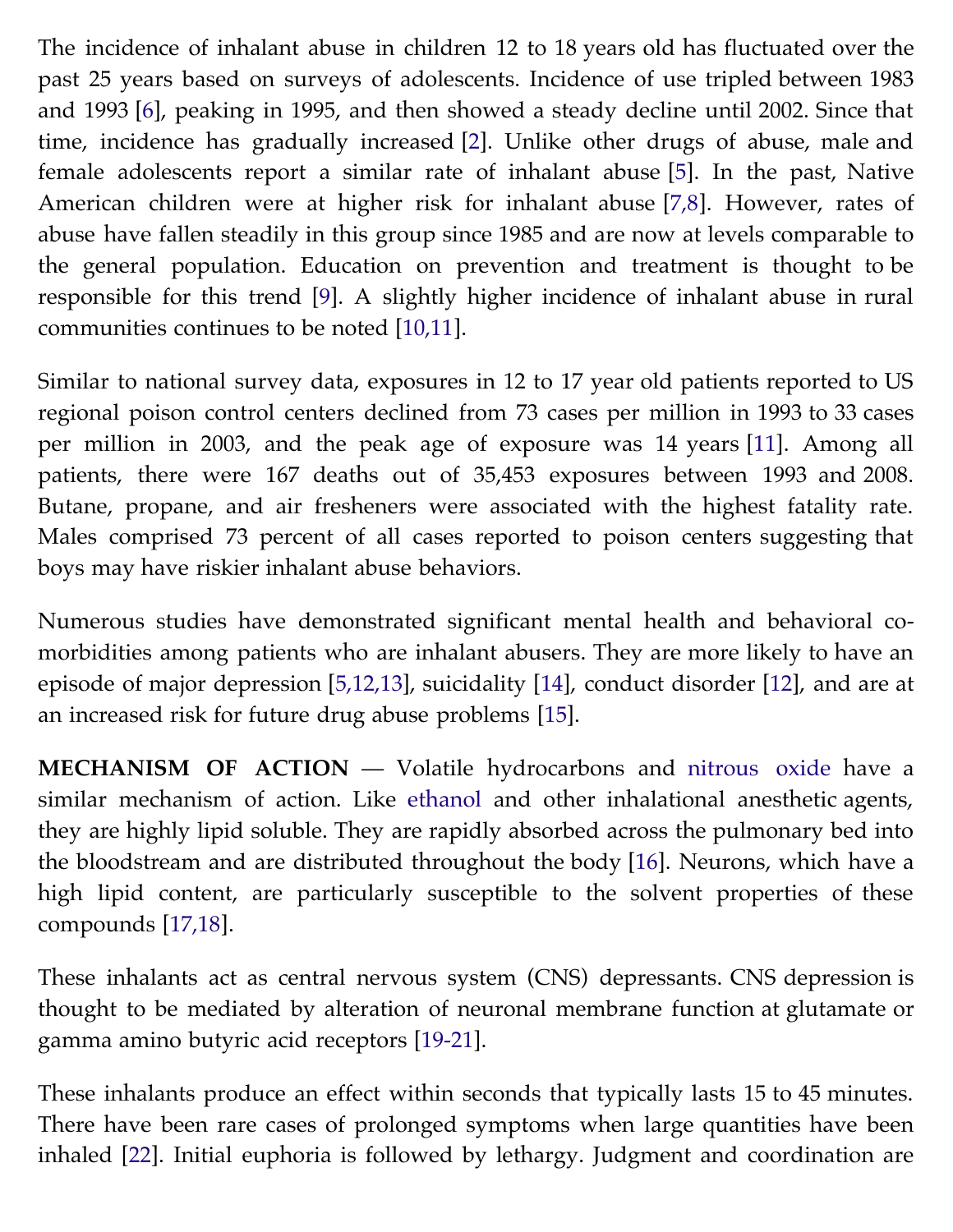The incidence of inhalant abuse in children 12 to 18 years old has fluctuated over the past 25 years based on surveys of adolescents. Incidence of use tripled between 1983 and 1993 [6], peaking in 1995, and then showed a steady decline until 2002. Since that time, incidence has gradually increased [2]. Unlike other drugs of abuse, male and female adolescents report a similar rate of inhalant abuse [5]. In the past, Native American children were at higher risk for inhalant abuse [7,8]. However, rates of abuse have fallen steadily in this group since 1985 and are now at levels comparable to the general population. Education on prevention and treatment is thought to be responsible for this trend [9]. A slightly higher incidence of inhalant abuse in rural communities continues to be noted [10,11].

Similar to national survey data, exposures in 12 to 17 year old patients reported to US regional poison control centers declined from 73 cases per million in 1993 to 33 cases per million in 2003, and the peak age of exposure was 14 years [11]. Among all patients, there were 167 deaths out of 35,453 exposures between 1993 and 2008. Butane, propane, and air fresheners were associated with the highest fatality rate. Males comprised 73 percent of all cases reported to poison centers suggesting that boys may have riskier inhalant abuse behaviors.

Numerous studies have demonstrated significant mental health and behavioral comorbidities among patients who are inhalant abusers. They are more likely to have an episode of major depression [5,12,13], suicidality [14], conduct disorder [12], and are at an increased risk for future drug abuse problems [15].

**MECHANISM OF ACTION** — Volatile hydrocarbons and nitrous oxide have a similar mechanism of action. Like ethanol and other inhalational anesthetic agents, they are highly lipid soluble. They are rapidly absorbed across the pulmonary bed into the bloodstream and are distributed throughout the body [16]. Neurons, which have a high lipid content, are particularly susceptible to the solvent properties of these compounds [17,18].

These inhalants act as central nervous system (CNS) depressants. CNS depression is thought to be mediated by alteration of neuronal membrane function at glutamate or gamma amino butyric acid receptors [19-21].

These inhalants produce an effect within seconds that typically lasts 15 to 45 minutes. There have been rare cases of prolonged symptoms when large quantities have been inhaled [22]. Initial euphoria is followed by lethargy. Judgment and coordination are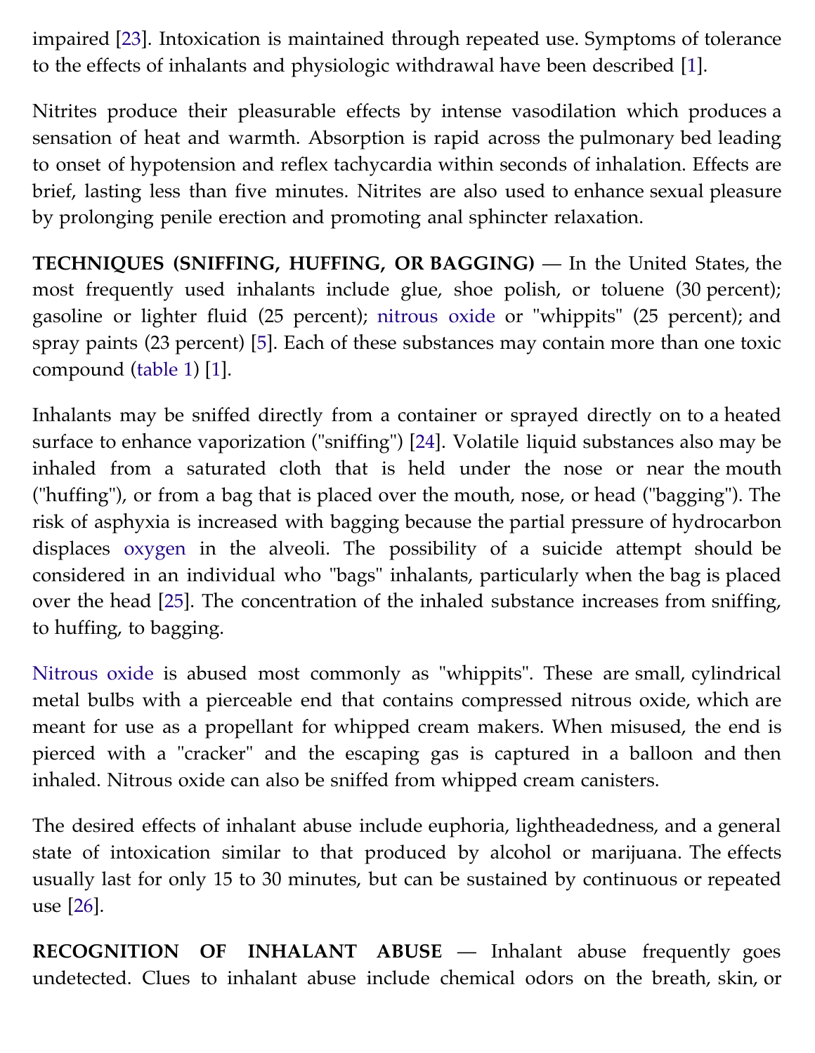impaired [23]. Intoxication is maintained through repeated use. Symptoms of tolerance to the effects of inhalants and physiologic withdrawal have been described [1].

Nitrites produce their pleasurable effects by intense vasodilation which produces a sensation of heat and warmth. Absorption is rapid across the pulmonary bed leading to onset of hypotension and reflex tachycardia within seconds of inhalation. Effects are brief, lasting less than five minutes. Nitrites are also used to enhance sexual pleasure by prolonging penile erection and promoting anal sphincter relaxation.

**TECHNIQUES (SNIFFING, HUFFING, OR BAGGING)** — In the United States, the most frequently used inhalants include glue, shoe polish, or toluene (30 percent); gasoline or lighter fluid (25 percent); nitrous oxide or "whippits" (25 percent); and spray paints (23 percent) [5]. Each of these substances may contain more than one toxic compound (table 1) [1].

Inhalants may be sniffed directly from a container or sprayed directly on to a heated surface to enhance vaporization ("sniffing") [24]. Volatile liquid substances also may be inhaled from a saturated cloth that is held under the nose or near the mouth ("huffing"), or from a bag that is placed over the mouth, nose, or head ("bagging"). The risk of asphyxia is increased with bagging because the partial pressure of hydrocarbon displaces oxygen in the alveoli. The possibility of a suicide attempt should be considered in an individual who "bags" inhalants, particularly when the bag is placed over the head [25]. The concentration of the inhaled substance increases from sniffing, to huffing, to bagging.

Nitrous oxide is abused most commonly as "whippits". These are small, cylindrical metal bulbs with a pierceable end that contains compressed nitrous oxide, which are meant for use as a propellant for whipped cream makers. When misused, the end is pierced with a "cracker" and the escaping gas is captured in a balloon and then inhaled. Nitrous oxide can also be sniffed from whipped cream canisters.

The desired effects of inhalant abuse include euphoria, lightheadedness, and a general state of intoxication similar to that produced by alcohol or marijuana. The effects usually last for only 15 to 30 minutes, but can be sustained by continuous or repeated use [26].

**RECOGNITION OF INHALANT ABUSE** — Inhalant abuse frequently goes undetected. Clues to inhalant abuse include chemical odors on the breath, skin, or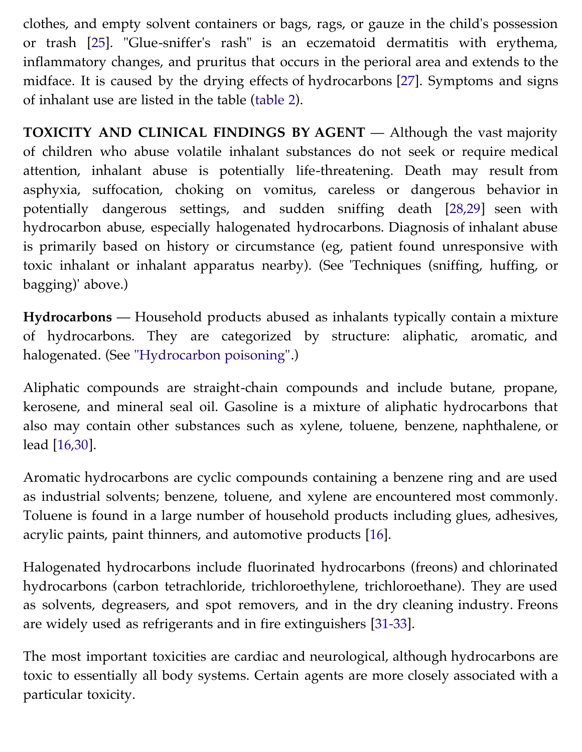clothes, and empty solvent containers or bags, rags, or gauze in the child's possession or trash [25]. "Glue-sniffer's rash" is an eczematoid dermatitis with erythema, inflammatory changes, and pruritus that occurs in the perioral area and extends to the midface. It is caused by the drying effects of hydrocarbons [27]. Symptoms and signs of inhalant use are listed in the table (table 2).

**TOXICITY AND CLINICAL FINDINGS BY AGENT** — Although the vast majority of children who abuse volatile inhalant substances do not seek or require medical attention, inhalant abuse is potentially life-threatening. Death may result from asphyxia, suffocation, choking on vomitus, careless or dangerous behavior in potentially dangerous settings, and sudden sniffing death [28,29] seen with hydrocarbon abuse, especially halogenated hydrocarbons. Diagnosis of inhalant abuse is primarily based on history or circumstance (eg, patient found unresponsive with toxic inhalant or inhalant apparatus nearby). (See 'Techniques (sniffing, huffing, or bagging)' above.)

**Hydrocarbons** — Household products abused as inhalants typically contain a mixture of hydrocarbons. They are categorized by structure: aliphatic, aromatic, and halogenated. (See "Hydrocarbon poisoning".)

Aliphatic compounds are straight-chain compounds and include butane, propane, kerosene, and mineral seal oil. Gasoline is a mixture of aliphatic hydrocarbons that also may contain other substances such as xylene, toluene, benzene, naphthalene, or lead [16,30].

Aromatic hydrocarbons are cyclic compounds containing a benzene ring and are used as industrial solvents; benzene, toluene, and xylene are encountered most commonly. Toluene is found in a large number of household products including glues, adhesives, acrylic paints, paint thinners, and automotive products [16].

Halogenated hydrocarbons include fluorinated hydrocarbons (freons) and chlorinated hydrocarbons (carbon tetrachloride, trichloroethylene, trichloroethane). They are used as solvents, degreasers, and spot removers, and in the dry cleaning industry. Freons are widely used as refrigerants and in fire extinguishers [31-33].

The most important toxicities are cardiac and neurological, although hydrocarbons are toxic to essentially all body systems. Certain agents are more closely associated with a particular toxicity.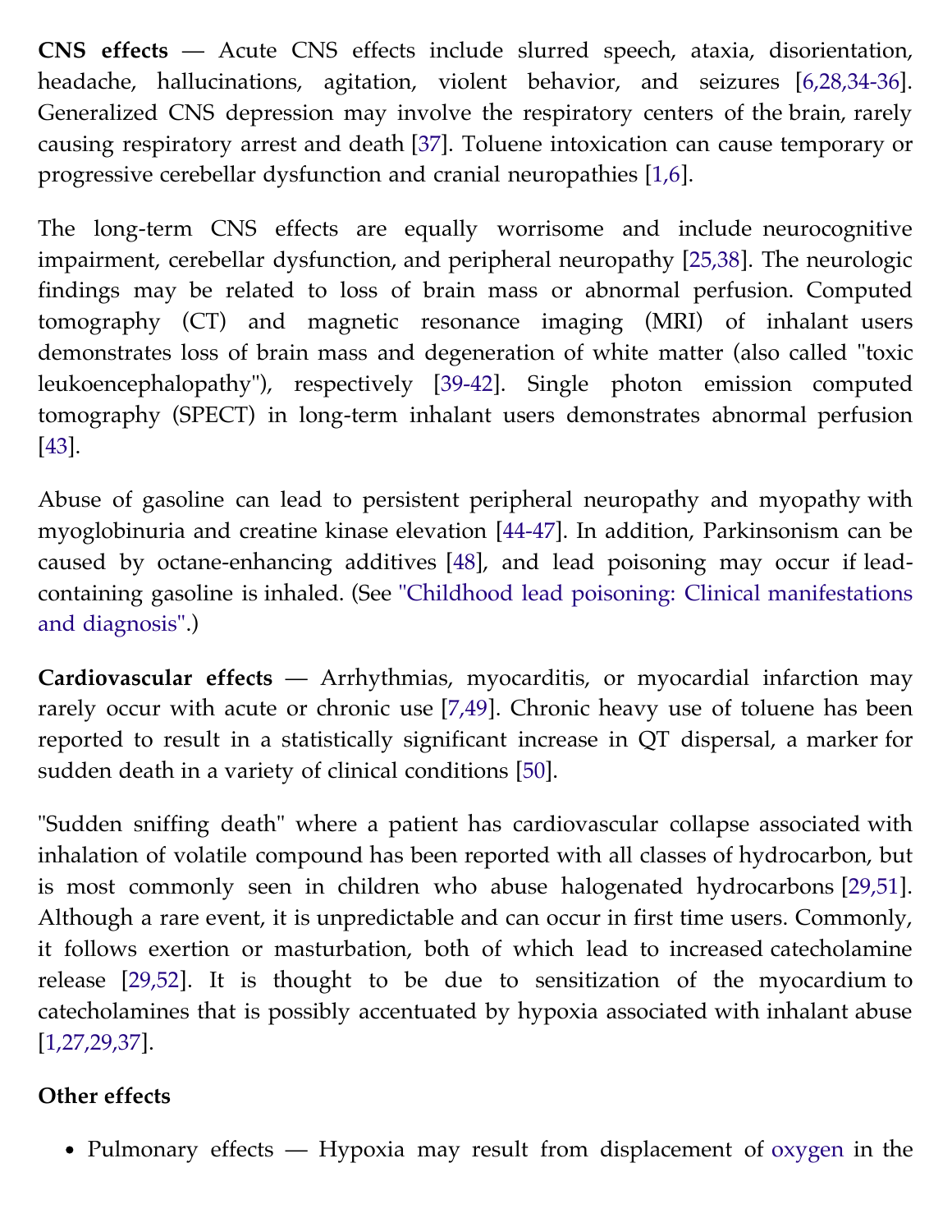**CNS effects** — Acute CNS effects include slurred speech, ataxia, disorientation, headache, hallucinations, agitation, violent behavior, and seizures [6,28,34-36]. Generalized CNS depression may involve the respiratory centers of the brain, rarely causing respiratory arrest and death [37]. Toluene intoxication can cause temporary or progressive cerebellar dysfunction and cranial neuropathies [1,6].

The long-term CNS effects are equally worrisome and include neurocognitive impairment, cerebellar dysfunction, and peripheral neuropathy [25,38]. The neurologic findings may be related to loss of brain mass or abnormal perfusion. Computed tomography (CT) and magnetic resonance imaging (MRI) of inhalant users demonstrates loss of brain mass and degeneration of white matter (also called "toxic leukoencephalopathy"), respectively [39-42]. Single photon emission computed tomography (SPECT) in long-term inhalant users demonstrates abnormal perfusion [43].

Abuse of gasoline can lead to persistent peripheral neuropathy and myopathy with myoglobinuria and creatine kinase elevation [44-47]. In addition, Parkinsonism can be caused by octane-enhancing additives [48], and lead poisoning may occur if lead-containing gasoline is inhaled. (See "Childhood lead poisoning: Clinical manifestations and diagnosis".)

**Cardiovascular effects** — Arrhythmias, myocarditis, or myocardial infarction may rarely occur with acute or chronic use [7,49]. Chronic heavy use of toluene has been reported to result in a statistically significant increase in QT dispersal, a marker for sudden death in a variety of clinical conditions [50].

"Sudden sniffing death" where a patient has cardiovascular collapse associated with inhalation of volatile compound has been reported with all classes of hydrocarbon, but is most commonly seen in children who abuse halogenated hydrocarbons [29,51]. Although a rare event, it is unpredictable and can occur in first time users. Commonly, it follows exertion or masturbation, both of which lead to increased catecholamine release [29,52]. It is thought to be due to sensitization of the myocardium to catecholamines that is possibly accentuated by hypoxia associated with inhalant abuse [1,27,29,37].

**Other effects**

- Pulmonary effects — Hypoxia may result from displacement of oxygen in the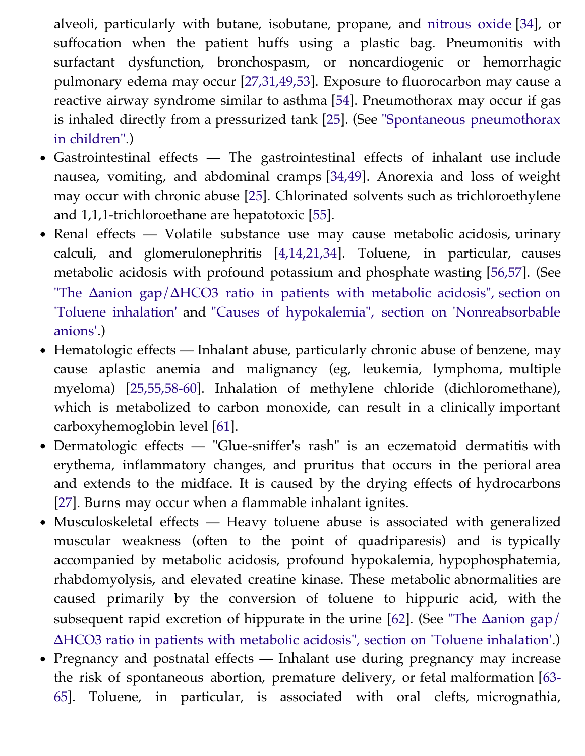alveoli, particularly with butane, isobutane, propane, and nitrous oxide [34], or suffocation when the patient huffs using a plastic bag. Pneumonitis with surfactant dysfunction, bronchospasm, or noncardiogenic or hemorrhagic pulmonary edema may occur [27,31,49,53]. Exposure to fluorocarbon may cause a reactive airway syndrome similar to asthma [54]. Pneumothorax may occur if gas is inhaled directly from a pressurized tank [25]. (See "Spontaneous pneumothorax in children".)

- Gastrointestinal effects — The gastrointestinal effects of inhalant use include nausea, vomiting, and abdominal cramps [34,49]. Anorexia and loss of weight may occur with chronic abuse [25]. Chlorinated solvents such as trichloroethylene and 1,1,1-trichloroethane are hepatotoxic [55].
- Renal effects — Volatile substance use may cause metabolic acidosis, urinary calculi, and glomerulonephritis [4,14,21,34]. Toluene, in particular, causes metabolic acidosis with profound potassium and phosphate wasting [56,57]. (See "The Δanion gap/ΔHCO3 ratio in patients with metabolic acidosis", section on 'Toluene inhalation' and "Causes of hypokalemia", section on 'Nonreabsorbable anions'.)
- Hematologic effects — Inhalant abuse, particularly chronic abuse of benzene, may cause aplastic anemia and malignancy (eg, leukemia, lymphoma, multiple myeloma) [25,55,58-60]. Inhalation of methylene chloride (dichloromethane), which is metabolized to carbon monoxide, can result in a clinically important carboxyhemoglobin level [61].
- Dermatologic effects — "Glue-sniffer's rash" is an eczematoid dermatitis with erythema, inflammatory changes, and pruritus that occurs in the perioral area and extends to the midface. It is caused by the drying effects of hydrocarbons [27]. Burns may occur when a flammable inhalant ignites.
- Musculoskeletal effects — Heavy toluene abuse is associated with generalized muscular weakness (often to the point of quadriparesis) and is typically accompanied by metabolic acidosis, profound hypokalemia, hypophosphatemia, rhabdomyolysis, and elevated creatine kinase. These metabolic abnormalities are caused primarily by the conversion of toluene to hippuric acid, with the subsequent rapid excretion of hippurate in the urine [62]. (See "The Δanion gap/ΔHCO3 ratio in patients with metabolic acidosis", section on 'Toluene inhalation'.)
- Pregnancy and postnatal effects — Inhalant use during pregnancy may increase the risk of spontaneous abortion, premature delivery, or fetal malformation [63-65]. Toluene, in particular, is associated with oral clefts, micrognathia,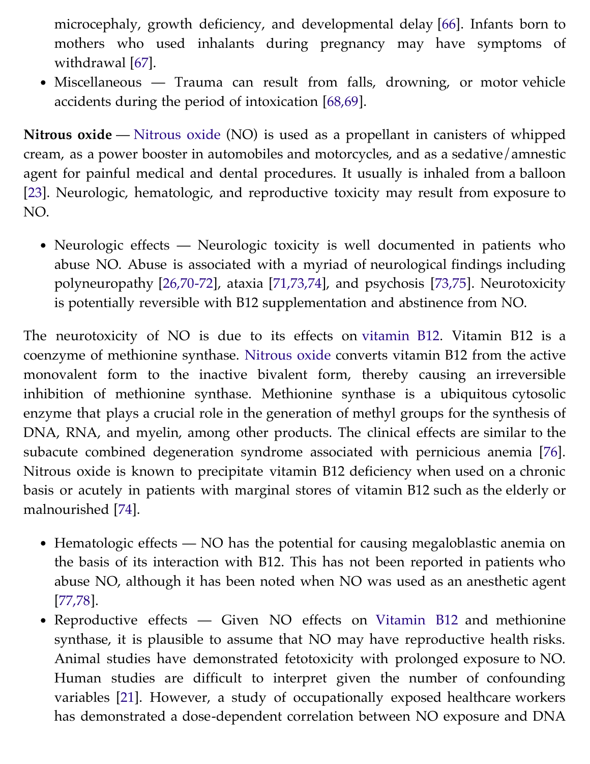microcephaly, growth deficiency, and developmental delay [66]. Infants born to mothers who used inhalants during pregnancy may have symptoms of withdrawal [67].

- Miscellaneous — Trauma can result from falls, drowning, or motor vehicle accidents during the period of intoxication [68,69].

**Nitrous oxide** — Nitrous oxide (NO) is used as a propellant in canisters of whipped cream, as a power booster in automobiles and motorcycles, and as a sedative/amnestic agent for painful medical and dental procedures. It usually is inhaled from a balloon [23]. Neurologic, hematologic, and reproductive toxicity may result from exposure to NO.

- Neurologic effects — Neurologic toxicity is well documented in patients who abuse NO. Abuse is associated with a myriad of neurological findings including polyneuropathy [26,70-72], ataxia [71,73,74], and psychosis [73,75]. Neurotoxicity is potentially reversible with B12 supplementation and abstinence from NO.

The neurotoxicity of NO is due to its effects on vitamin B12. Vitamin B12 is a coenzyme of methionine synthase. Nitrous oxide converts vitamin B12 from the active monovalent form to the inactive bivalent form, thereby causing an irreversible inhibition of methionine synthase. Methionine synthase is a ubiquitous cytosolic enzyme that plays a crucial role in the generation of methyl groups for the synthesis of DNA, RNA, and myelin, among other products. The clinical effects are similar to the subacute combined degeneration syndrome associated with pernicious anemia [76]. Nitrous oxide is known to precipitate vitamin B12 deficiency when used on a chronic basis or acutely in patients with marginal stores of vitamin B12 such as the elderly or malnourished [74].

- Hematologic effects — NO has the potential for causing megaloblastic anemia on the basis of its interaction with B12. This has not been reported in patients who abuse NO, although it has been noted when NO was used as an anesthetic agent [77,78].
- Reproductive effects — Given NO effects on Vitamin B12 and methionine synthase, it is plausible to assume that NO may have reproductive health risks. Animal studies have demonstrated fetotoxicity with prolonged exposure to NO. Human studies are difficult to interpret given the number of confounding variables [21]. However, a study of occupationally exposed healthcare workers has demonstrated a dose-dependent correlation between NO exposure and DNA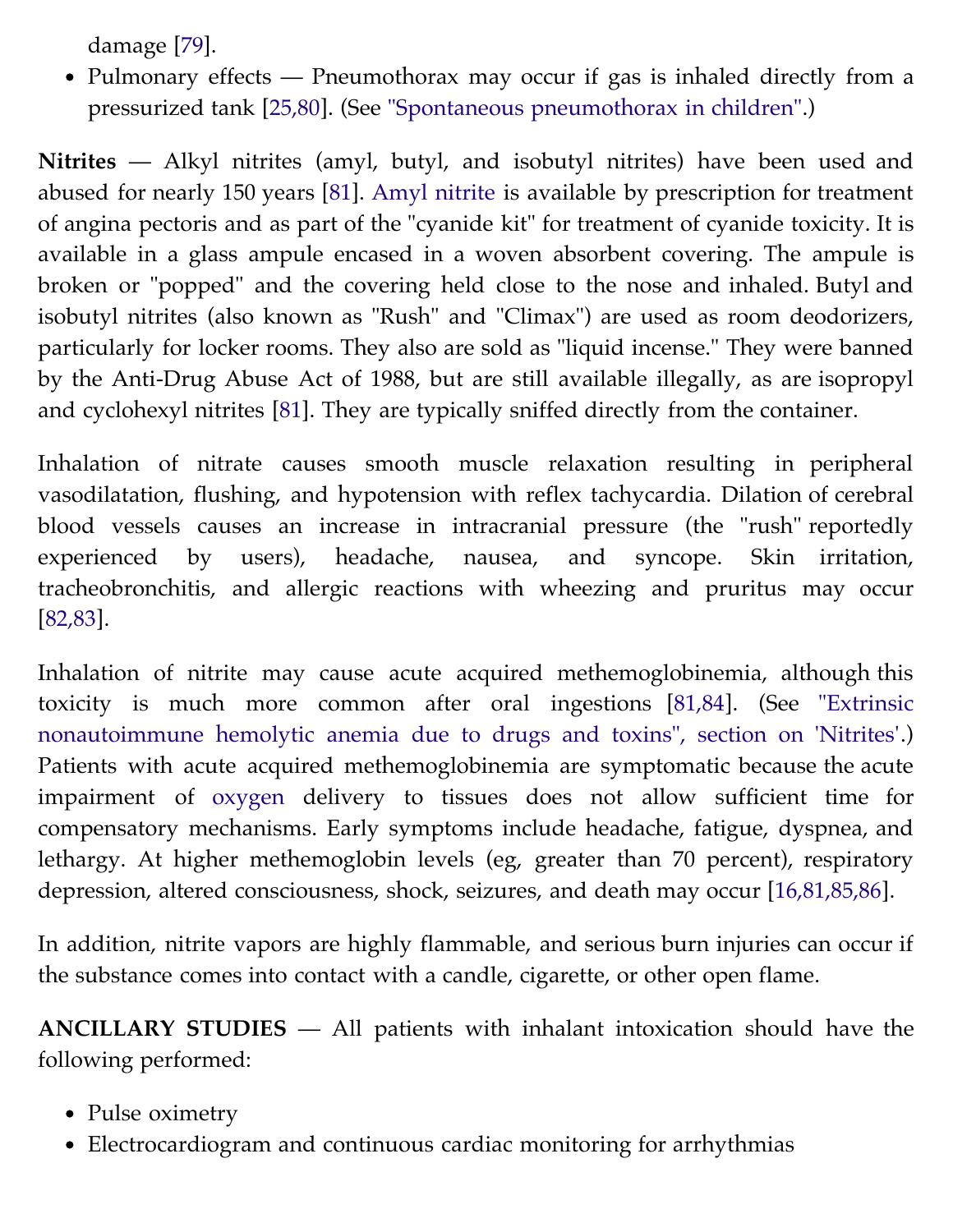damage [79].

- Pulmonary effects — Pneumothorax may occur if gas is inhaled directly from a pressurized tank [25,80]. (See "Spontaneous pneumothorax in children".)

**Nitrites** — Alkyl nitrites (amyl, butyl, and isobutyl nitrites) have been used and abused for nearly 150 years [81]. Amyl nitrite is available by prescription for treatment of angina pectoris and as part of the "cyanide kit" for treatment of cyanide toxicity. It is available in a glass ampule encased in a woven absorbent covering. The ampule is broken or "popped" and the covering held close to the nose and inhaled. Butyl and isobutyl nitrites (also known as "Rush" and "Climax") are used as room deodorizers, particularly for locker rooms. They also are sold as "liquid incense." They were banned by the Anti-Drug Abuse Act of 1988, but are still available illegally, as are isopropyl and cyclohexyl nitrites [81]. They are typically sniffed directly from the container.

Inhalation of nitrate causes smooth muscle relaxation resulting in peripheral vasodilatation, flushing, and hypotension with reflex tachycardia. Dilation of cerebral blood vessels causes an increase in intracranial pressure (the "rush" reportedly experienced by users), headache, nausea, and syncope. Skin irritation, tracheobronchitis, and allergic reactions with wheezing and pruritus may occur [82,83].

Inhalation of nitrite may cause acute acquired methemoglobinemia, although this toxicity is much more common after oral ingestions [81,84]. (See "Extrinsic nonautoimmune hemolytic anemia due to drugs and toxins", section on 'Nitrites'.) Patients with acute acquired methemoglobinemia are symptomatic because the acute impairment of oxygen delivery to tissues does not allow sufficient time for compensatory mechanisms. Early symptoms include headache, fatigue, dyspnea, and lethargy. At higher methemoglobin levels (eg, greater than 70 percent), respiratory depression, altered consciousness, shock, seizures, and death may occur [16,81,85,86].

In addition, nitrite vapors are highly flammable, and serious burn injuries can occur if the substance comes into contact with a candle, cigarette, or other open flame.

**ANCILLARY STUDIES** — All patients with inhalant intoxication should have the following performed:

- Pulse oximetry
- Electrocardiogram and continuous cardiac monitoring for arrhythmias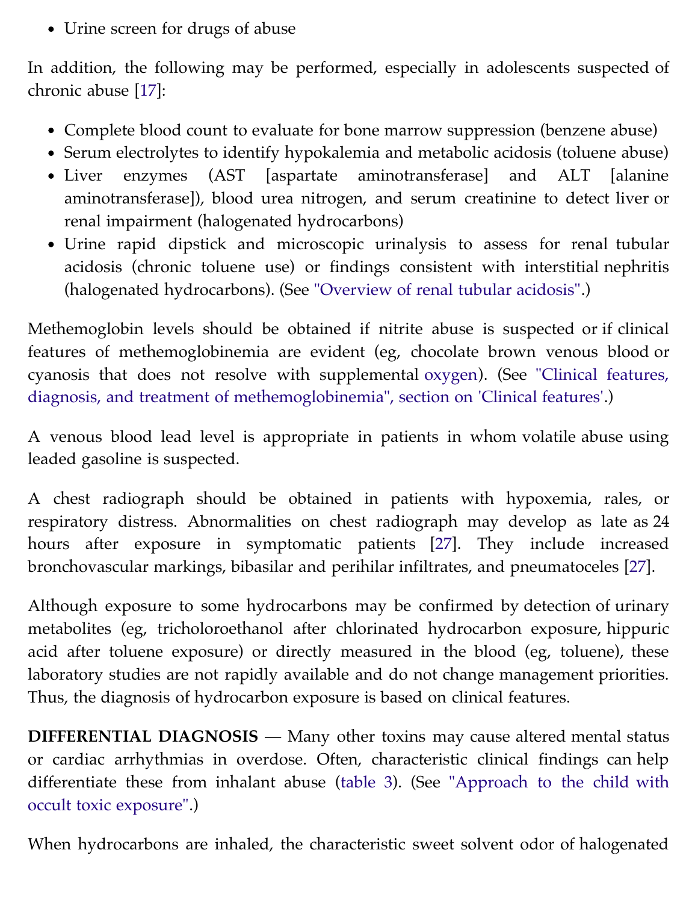- Urine screen for drugs of abuse

In addition, the following may be performed, especially in adolescents suspected of chronic abuse [17]:

- Complete blood count to evaluate for bone marrow suppression (benzene abuse)
- Serum electrolytes to identify hypokalemia and metabolic acidosis (toluene abuse)
- Liver enzymes (AST [aspartate aminotransferase] and ALT [alanine aminotransferase]), blood urea nitrogen, and serum creatinine to detect liver or renal impairment (halogenated hydrocarbons)
- Urine rapid dipstick and microscopic urinalysis to assess for renal tubular acidosis (chronic toluene use) or findings consistent with interstitial nephritis (halogenated hydrocarbons). (See "Overview of renal tubular acidosis".)

Methemoglobin levels should be obtained if nitrite abuse is suspected or if clinical features of methemoglobinemia are evident (eg, chocolate brown venous blood or cyanosis that does not resolve with supplemental oxygen). (See "Clinical features, diagnosis, and treatment of methemoglobinemia", section on 'Clinical features'.)

A venous blood lead level is appropriate in patients in whom volatile abuse using leaded gasoline is suspected.

A chest radiograph should be obtained in patients with hypoxemia, rales, or respiratory distress. Abnormalities on chest radiograph may develop as late as 24 hours after exposure in symptomatic patients [27]. They include increased bronchovascular markings, bibasilar and perihilar infiltrates, and pneumatoceles [27].

Although exposure to some hydrocarbons may be confirmed by detection of urinary metabolites (eg, tricholoroethanol after chlorinated hydrocarbon exposure, hippuric acid after toluene exposure) or directly measured in the blood (eg, toluene), these laboratory studies are not rapidly available and do not change management priorities. Thus, the diagnosis of hydrocarbon exposure is based on clinical features.

**DIFFERENTIAL DIAGNOSIS** — Many other toxins may cause altered mental status or cardiac arrhythmias in overdose. Often, characteristic clinical findings can help differentiate these from inhalant abuse (table 3). (See "Approach to the child with occult toxic exposure".)

When hydrocarbons are inhaled, the characteristic sweet solvent odor of halogenated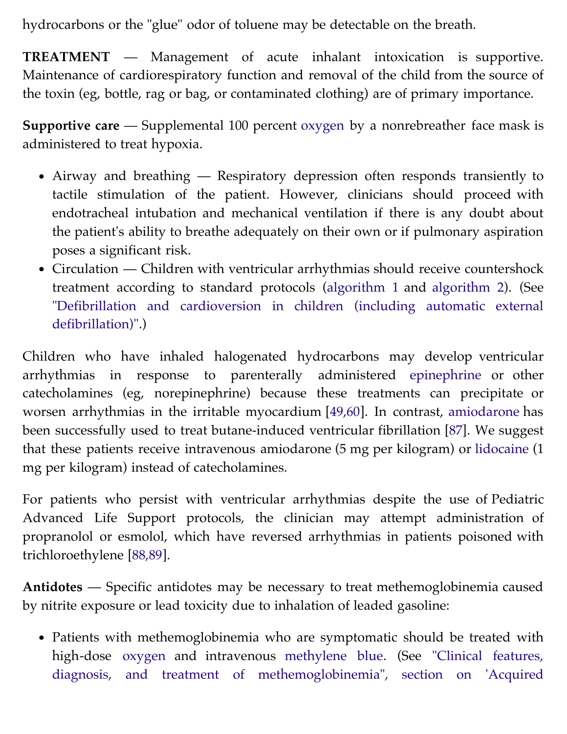hydrocarbons or the "glue" odor of toluene may be detectable on the breath.

**TREATMENT** — Management of acute inhalant intoxication is supportive. Maintenance of cardiorespiratory function and removal of the child from the source of the toxin (eg, bottle, rag or bag, or contaminated clothing) are of primary importance.

**Supportive care** — Supplemental 100 percent oxygen by a nonrebreather face mask is administered to treat hypoxia.

- Airway and breathing — Respiratory depression often responds transiently to tactile stimulation of the patient. However, clinicians should proceed with endotracheal intubation and mechanical ventilation if there is any doubt about the patient's ability to breathe adequately on their own or if pulmonary aspiration poses a significant risk.
- Circulation — Children with ventricular arrhythmias should receive countershock treatment according to standard protocols (algorithm 1 and algorithm 2). (See "Defibrillation and cardioversion in children (including automatic external defibrillation)".)

Children who have inhaled halogenated hydrocarbons may develop ventricular arrhythmias in response to parenterally administered epinephrine or other catecholamines (eg, norepinephrine) because these treatments can precipitate or worsen arrhythmias in the irritable myocardium [49,60]. In contrast, amiodarone has been successfully used to treat butane-induced ventricular fibrillation [87]. We suggest that these patients receive intravenous amiodarone (5 mg per kilogram) or lidocaine (1 mg per kilogram) instead of catecholamines.

For patients who persist with ventricular arrhythmias despite the use of Pediatric Advanced Life Support protocols, the clinician may attempt administration of propranolol or esmolol, which have reversed arrhythmias in patients poisoned with trichloroethylene [88,89].

**Antidotes** — Specific antidotes may be necessary to treat methemoglobinemia caused by nitrite exposure or lead toxicity due to inhalation of leaded gasoline:

- Patients with methemoglobinemia who are symptomatic should be treated with high-dose oxygen and intravenous methylene blue. (See "Clinical features, diagnosis, and treatment of methemoglobinemia", section on 'Acquired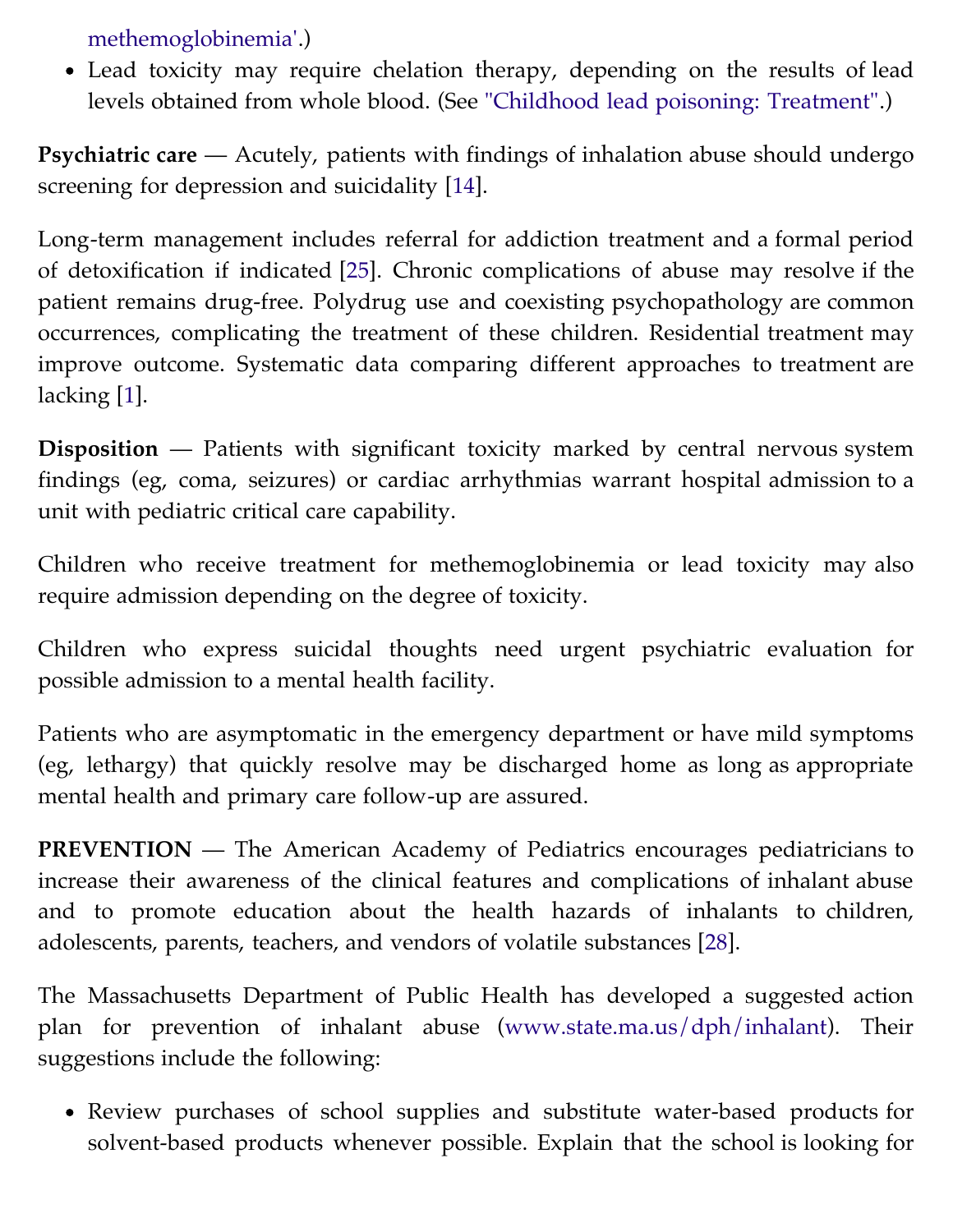methemoglobinemia'.)

- Lead toxicity may require chelation therapy, depending on the results of lead levels obtained from whole blood. (See "Childhood lead poisoning: Treatment".)

**Psychiatric care** — Acutely, patients with findings of inhalation abuse should undergo screening for depression and suicidality [14].

Long-term management includes referral for addiction treatment and a formal period of detoxification if indicated [25]. Chronic complications of abuse may resolve if the patient remains drug-free. Polydrug use and coexisting psychopathology are common occurrences, complicating the treatment of these children. Residential treatment may improve outcome. Systematic data comparing different approaches to treatment are lacking [1].

**Disposition** — Patients with significant toxicity marked by central nervous system findings (eg, coma, seizures) or cardiac arrhythmias warrant hospital admission to a unit with pediatric critical care capability.

Children who receive treatment for methemoglobinemia or lead toxicity may also require admission depending on the degree of toxicity.

Children who express suicidal thoughts need urgent psychiatric evaluation for possible admission to a mental health facility.

Patients who are asymptomatic in the emergency department or have mild symptoms (eg, lethargy) that quickly resolve may be discharged home as long as appropriate mental health and primary care follow-up are assured.

**PREVENTION** — The American Academy of Pediatrics encourages pediatricians to increase their awareness of the clinical features and complications of inhalant abuse and to promote education about the health hazards of inhalants to children, adolescents, parents, teachers, and vendors of volatile substances [28].

The Massachusetts Department of Public Health has developed a suggested action plan for prevention of inhalant abuse (www.state.ma.us/dph/inhalant). Their suggestions include the following:

- Review purchases of school supplies and substitute water-based products for solvent-based products whenever possible. Explain that the school is looking for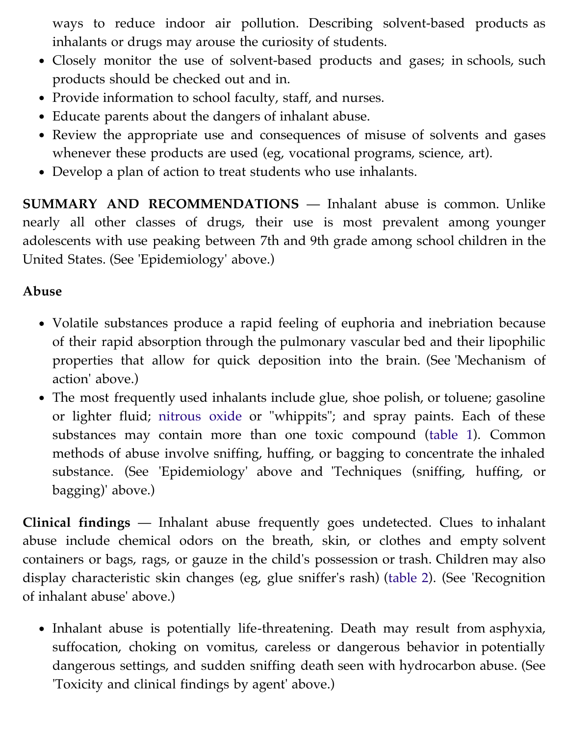ways to reduce indoor air pollution. Describing solvent-based products as inhalants or drugs may arouse the curiosity of students.

- Closely monitor the use of solvent-based products and gases; in schools, such products should be checked out and in.
- Provide information to school faculty, staff, and nurses.
- Educate parents about the dangers of inhalant abuse.
- Review the appropriate use and consequences of misuse of solvents and gases whenever these products are used (eg, vocational programs, science, art).
- Develop a plan of action to treat students who use inhalants.

**SUMMARY AND RECOMMENDATIONS** — Inhalant abuse is common. Unlike nearly all other classes of drugs, their use is most prevalent among younger adolescents with use peaking between 7th and 9th grade among school children in the United States. (See 'Epidemiology' above.)

**Abuse**

- Volatile substances produce a rapid feeling of euphoria and inebriation because of their rapid absorption through the pulmonary vascular bed and their lipophilic properties that allow for quick deposition into the brain. (See 'Mechanism of action' above.)
- The most frequently used inhalants include glue, shoe polish, or toluene; gasoline or lighter fluid; nitrous oxide or "whippits"; and spray paints. Each of these substances may contain more than one toxic compound (table 1). Common methods of abuse involve sniffing, huffing, or bagging to concentrate the inhaled substance. (See 'Epidemiology' above and 'Techniques (sniffing, huffing, or bagging)' above.)

**Clinical findings** — Inhalant abuse frequently goes undetected. Clues to inhalant abuse include chemical odors on the breath, skin, or clothes and empty solvent containers or bags, rags, or gauze in the child's possession or trash. Children may also display characteristic skin changes (eg, glue sniffer's rash) (table 2). (See 'Recognition of inhalant abuse' above.)

- Inhalant abuse is potentially life-threatening. Death may result from asphyxia, suffocation, choking on vomitus, careless or dangerous behavior in potentially dangerous settings, and sudden sniffing death seen with hydrocarbon abuse. (See 'Toxicity and clinical findings by agent' above.)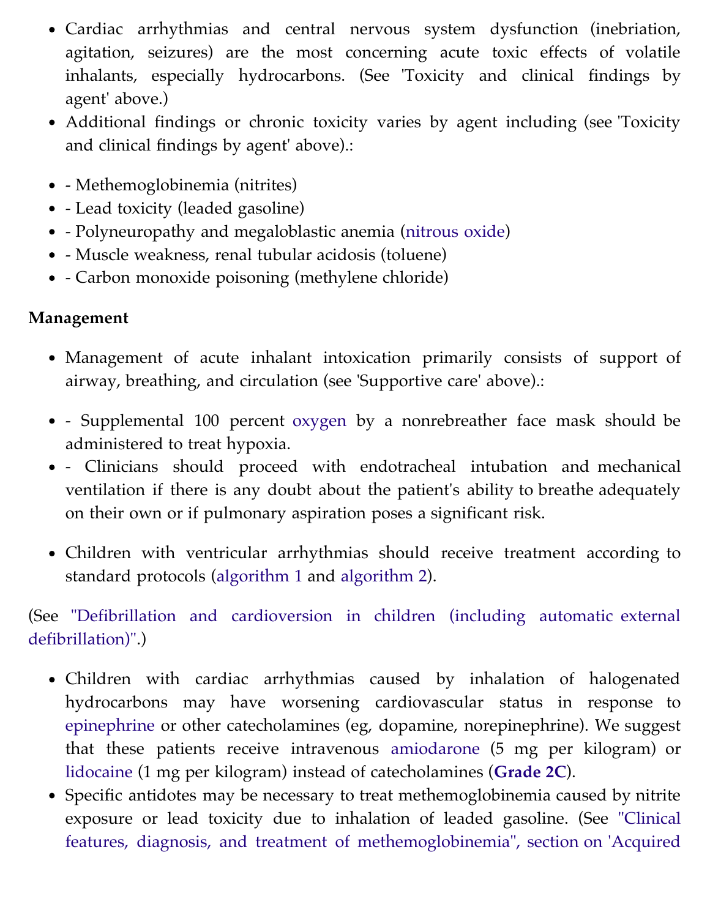- Cardiac arrhythmias and central nervous system dysfunction (inebriation, agitation, seizures) are the most concerning acute toxic effects of volatile inhalants, especially hydrocarbons. (See 'Toxicity and clinical findings by agent' above.)
- Additional findings or chronic toxicity varies by agent including (see 'Toxicity and clinical findings by agent' above).:

- - Methemoglobinemia (nitrites)
- - Lead toxicity (leaded gasoline)
- - Polyneuropathy and megaloblastic anemia (nitrous oxide)
- - Muscle weakness, renal tubular acidosis (toluene)
- - Carbon monoxide poisoning (methylene chloride)

**Management**

- Management of acute inhalant intoxication primarily consists of support of airway, breathing, and circulation (see 'Supportive care' above).:

- - Supplemental 100 percent oxygen by a nonrebreather face mask should be administered to treat hypoxia.
- - Clinicians should proceed with endotracheal intubation and mechanical ventilation if there is any doubt about the patient's ability to breathe adequately on their own or if pulmonary aspiration poses a significant risk.

- Children with ventricular arrhythmias should receive treatment according to standard protocols (algorithm 1 and algorithm 2).

(See "Defibrillation and cardioversion in children (including automatic external defibrillation)".)

- Children with cardiac arrhythmias caused by inhalation of halogenated hydrocarbons may have worsening cardiovascular status in response to epinephrine or other catecholamines (eg, dopamine, norepinephrine). We suggest that these patients receive intravenous amiodarone (5 mg per kilogram) or lidocaine (1 mg per kilogram) instead of catecholamines (**Grade 2C**).
- Specific antidotes may be necessary to treat methemoglobinemia caused by nitrite exposure or lead toxicity due to inhalation of leaded gasoline. (See "Clinical features, diagnosis, and treatment of methemoglobinemia", section on 'Acquired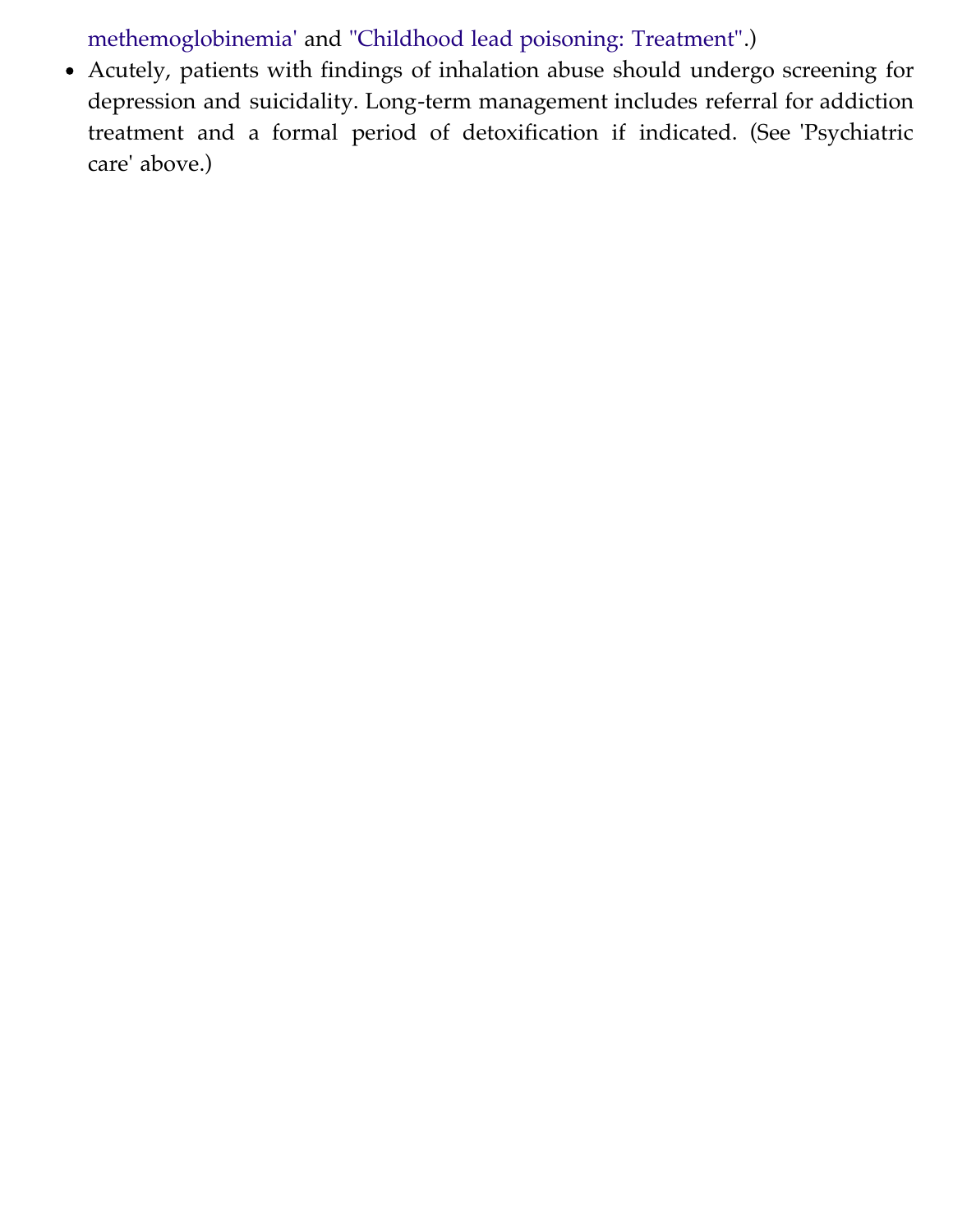methemoglobinemia' and "Childhood lead poisoning: Treatment".)

- Acutely, patients with findings of inhalation abuse should undergo screening for depression and suicidality. Long-term management includes referral for addiction treatment and a formal period of detoxification if indicated. (See 'Psychiatric care' above.)